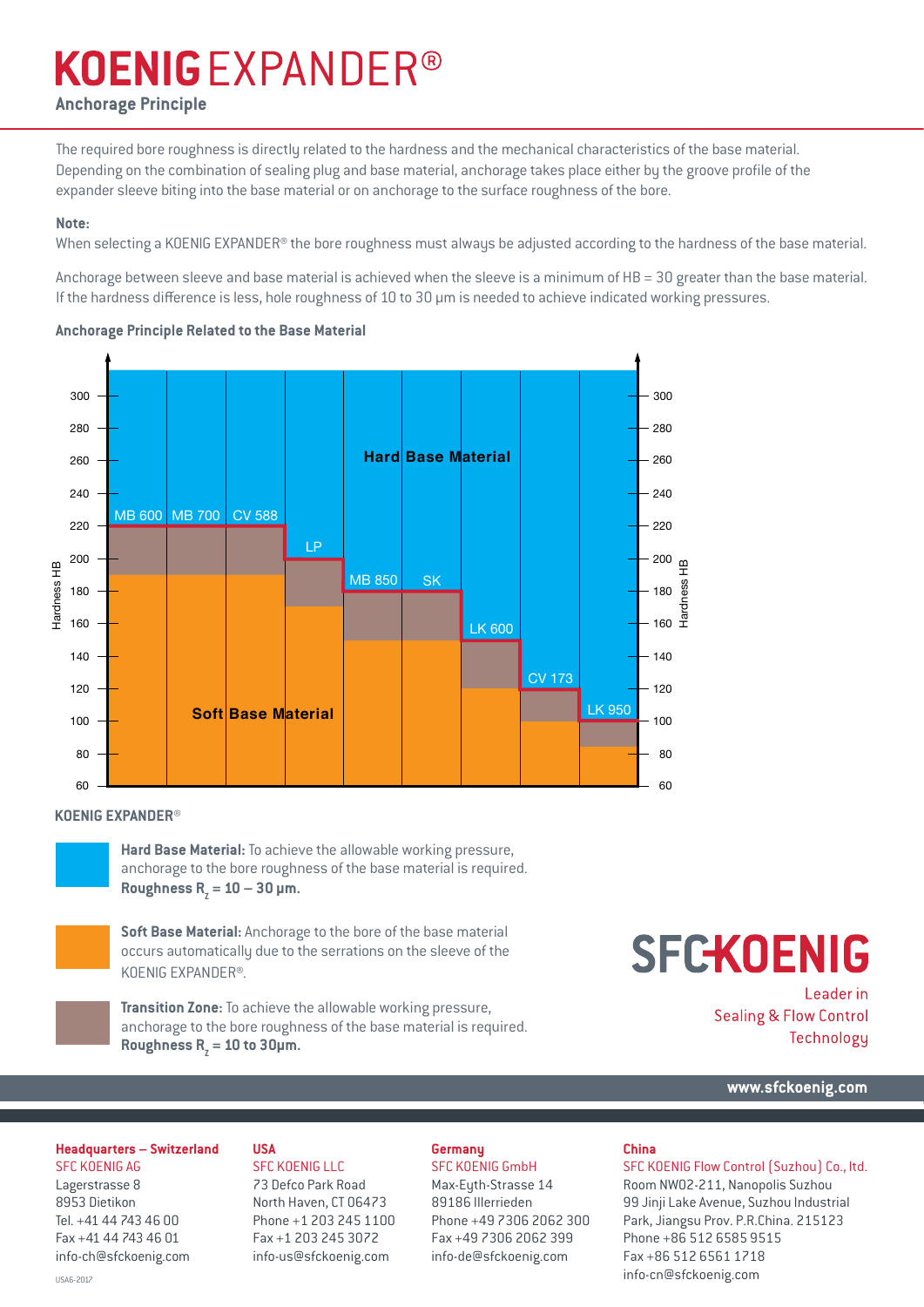# KOENIG EXPANDER®

## Anchorage Principle

The required bore roughness is directly related to the hardness and the mechanical characteristics of the base material. Depending on the combination of sealing plug and base material, anchorage takes place either by the groove profile of the expander sleeve biting into the base material or on anchorage to the surface roughness of the bore.

**Note:**
When selecting a KOENIG EXPANDER® the bore roughness must always be adjusted according to the hardness of the base material.

Anchorage between sleeve and base material is achieved when the sleeve is a minimum of HB = 30 greater than the base material. If the hardness difference is less, hole roughness of 10 to 30 µm is needed to achieve indicated working pressures.

### Anchorage Principle Related to the Base Material

Hardness HB

300, 280, 260, 240, 220, 200, 180, 160, 140, 120, 100, 80, 60

Hard Base Material

MB 600, MB 700, CV 588, LP, MB 850, SK, LK 600, CV 173, LK 950

Soft Base Material

**KOENIG EXPANDER®**

**Hard Base Material:** To achieve the allowable working pressure, anchorage to the bore roughness of the base material is required. **Roughness $R_z$ = 10 – 30 µm.**

**Soft Base Material:** Anchorage to the bore of the base material occurs automatically due to the serrations on the sleeve of the KOENIG EXPANDER®.

**Transition Zone:** To achieve the allowable working pressure, anchorage to the bore roughness of the base material is required. **Roughness $R_z$ = 10 to 30µm.**

SFC KOENIG

Leader in Sealing & Flow Control Technology

www.sfckoenig.com

**Headquarters – Switzerland**
SFC KOENIG AG
Lagerstrasse 8
8953 Dietikon
Tel. +41 44 743 46 00
Fax +41 44 743 46 01
info-ch@sfckoenig.com

**USA**
SFC KOENIG LLC
73 Defco Park Road
North Haven, CT 06473
Phone +1 203 245 1100
Fax +1 203 245 3072
info-us@sfckoenig.com

**Germany**
SFC KOENIG GmbH
Max-Eyth-Strasse 14
89186 Illerrieden
Phone +49 7306 2062 300
Fax +49 7306 2062 399
info-de@sfckoenig.com

**China**
SFC KOENIG Flow Control (Suzhou) Co., ltd.
Room NW02-211, Nanopolis Suzhou
99 Jinji Lake Avenue, Suzhou Industrial
Park, Jiangsu Prov. P.R.China. 215123
Phone +86 512 6585 9515
Fax +86 512 6561 1718
info-cn@sfckoenig.com

USA6-2017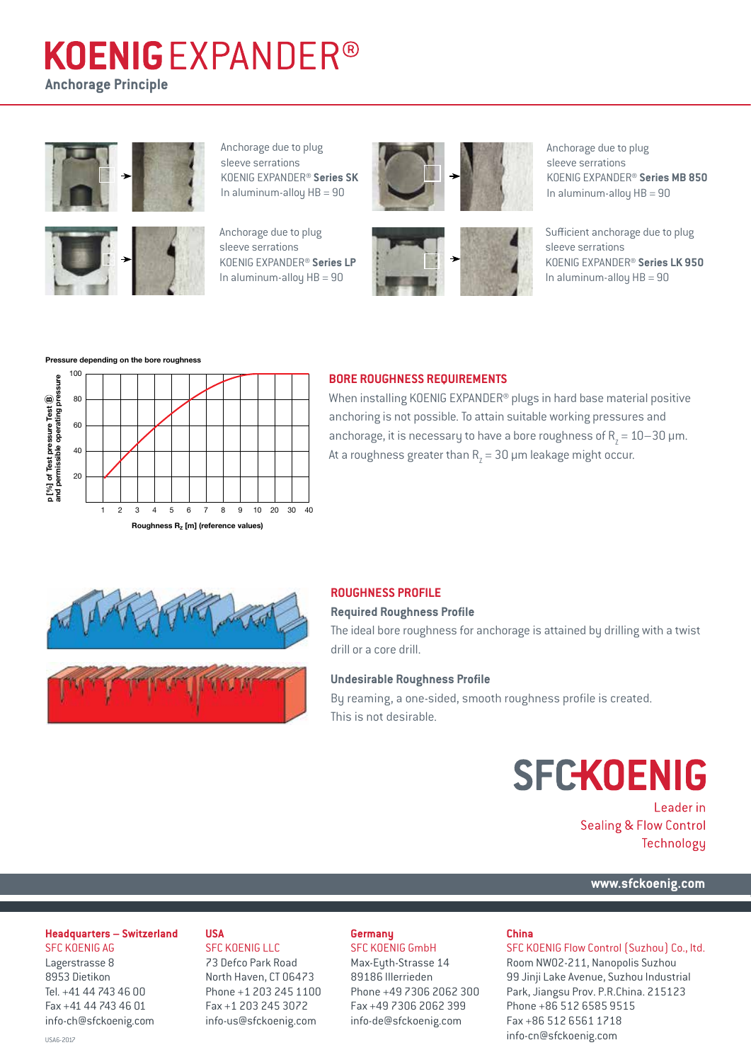# KOENIG EXPANDER®

## Anchorage Principle

Anchorage due to plug sleeve serrations
KOENIG EXPANDER® **Series SK**
In aluminum-alloy HB = 90

Anchorage due to plug sleeve serrations
KOENIG EXPANDER® **Series MB 850**
In aluminum-alloy HB = 90

Anchorage due to plug sleeve serrations
KOENIG EXPANDER® **Series LP**
In aluminum-alloy HB = 90

Sufficient anchorage due to plug sleeve serrations
KOENIG EXPANDER® **Series LK 950**
In aluminum-alloy HB = 90

**Pressure depending on the bore roughness**

p [%] of Test pressure Test (B) and permissible operating pressure

Roughness $R_z$ [m] (reference values)

### BORE ROUGHNESS REQUIREMENTS

When installing KOENIG EXPANDER® plugs in hard base material positive anchoring is not possible. To attain suitable working pressures and anchorage, it is necessary to have a bore roughness of $R_z$ = 10–30 µm. At a roughness greater than $R_z$ = 30 µm leakage might occur.

### ROUGHNESS PROFILE

**Required Roughness Profile**

The ideal bore roughness for anchorage is attained by drilling with a twist drill or a core drill.

**Undesirable Roughness Profile**

By reaming, a one-sided, smooth roughness profile is created. This is not desirable.

**SFC KOENIG**

Leader in Sealing & Flow Control Technology

www.sfckoenig.com

**Headquarters – Switzerland**
SFC KOENIG AG
Lagerstrasse 8
8953 Dietikon
Tel. +41 44 743 46 00
Fax +41 44 743 46 01
info-ch@sfckoenig.com

**USA**
SFC KOENIG LLC
73 Defco Park Road
North Haven, CT 06473
Phone +1 203 245 1100
Fax +1 203 245 3072
info-us@sfckoenig.com

**Germany**
SFC KOENIG GmbH
Max-Eyth-Strasse 14
89186 Illerrieden
Phone +49 7306 2062 300
Fax +49 7306 2062 399
info-de@sfckoenig.com

**China**
SFC KOENIG Flow Control (Suzhou) Co., ltd.
Room NW02-211, Nanopolis Suzhou
99 Jinji Lake Avenue, Suzhou Industrial Park, Jiangsu Prov. P.R.China. 215123
Phone +86 512 6585 9515
Fax +86 512 6561 1718
info-cn@sfckoenig.com

USA6-2017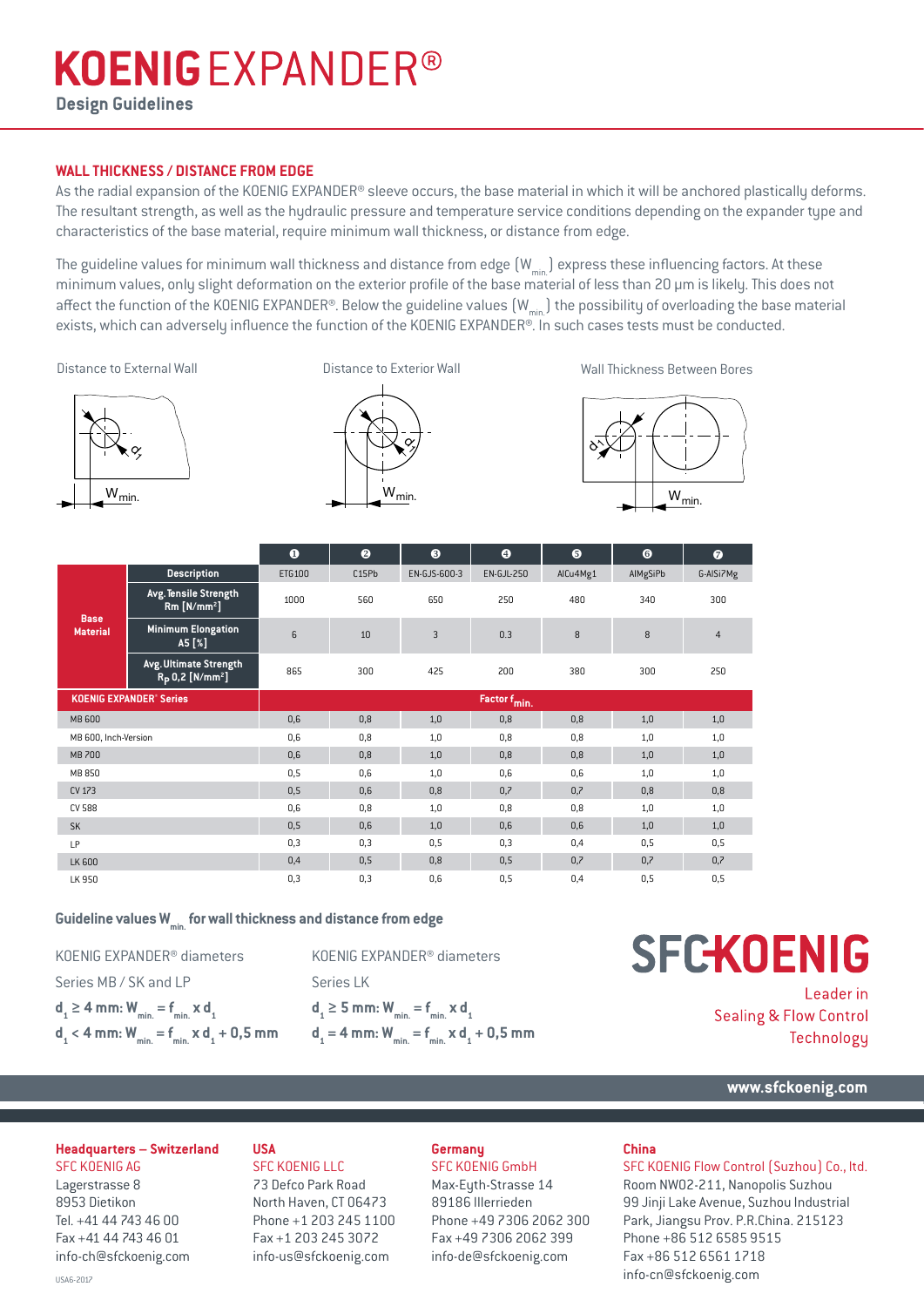# KOENIG EXPANDER®

## Design Guidelines

### WALL THICKNESS / DISTANCE FROM EDGE

As the radial expansion of the KOENIG EXPANDER® sleeve occurs, the base material in which it will be anchored plastically deforms. The resultant strength, as well as the hydraulic pressure and temperature service conditions depending on the expander type and characteristics of the base material, require minimum wall thickness, or distance from edge.

The guideline values for minimum wall thickness and distance from edge ($W_{min.}$) express these influencing factors. At these minimum values, only slight deformation on the exterior profile of the base material of less than 20 µm is likely. This does not affect the function of the KOENIG EXPANDER®. Below the guideline values ($W_{min.}$) the possibility of overloading the base material exists, which can adversely influence the function of the KOENIG EXPANDER®. In such cases tests must be conducted.

Distance to External Wall — Distance to Exterior Wall — Wall Thickness Between Bores

| | | ❶ | ❷ | ❸ | ❹ | ❺ | ❻ | ❼ |
|---|---|---|---|---|---|---|---|---|
| **Base Material** | **Description** | ETG100 | C15Pb | EN-GJS-600-3 | EN-GJL-250 | AlCu4Mg1 | AlMgSiPb | G-AlSi7Mg |
| | **Avg. Tensile Strength Rm [N/mm²]** | 1000 | 560 | 650 | 250 | 480 | 340 | 300 |
| | **Minimum Elongation A5 [%]** | 6 | 10 | 3 | 0.3 | 8 | 8 | 4 |
| | **Avg. Ultimate Strength $R_P$ 0,2 [N/mm²]** | 865 | 300 | 425 | 200 | 380 | 300 | 250 |
| **KOENIG EXPANDER® Series** | | **Factor $f_{min.}$** | | | | | | |
| MB 600 | | 0,6 | 0,8 | 1,0 | 0,8 | 0,8 | 1,0 | 1,0 |
| MB 600, Inch-Version | | 0,6 | 0,8 | 1,0 | 0,8 | 0,8 | 1,0 | 1,0 |
| MB 700 | | 0,6 | 0,8 | 1,0 | 0,8 | 0,8 | 1,0 | 1,0 |
| MB 850 | | 0,5 | 0,6 | 1,0 | 0,6 | 0,6 | 1,0 | 1,0 |
| CV 173 | | 0,5 | 0,6 | 0,8 | 0,7 | 0,7 | 0,8 | 0,8 |
| CV 588 | | 0,6 | 0,8 | 1,0 | 0,8 | 0,8 | 1,0 | 1,0 |
| SK | | 0,5 | 0,6 | 1,0 | 0,6 | 0,6 | 1,0 | 1,0 |
| LP | | 0,3 | 0,3 | 0,5 | 0,3 | 0,4 | 0,5 | 0,5 |
| LK 600 | | 0,4 | 0,5 | 0,8 | 0,5 | 0,7 | 0,7 | 0,7 |
| LK 950 | | 0,3 | 0,3 | 0,6 | 0,5 | 0,4 | 0,5 | 0,5 |

### Guideline values $W_{min.}$ for wall thickness and distance from edge

KOENIG EXPANDER® diameters

Series MB / SK and LP

**$d_1 \geq 4$ mm: $W_{min.} = f_{min.} \times d_1$**

**$d_1 < 4$ mm: $W_{min.} = f_{min.} \times d_1 + 0{,}5$ mm**

KOENIG EXPANDER® diameters

Series LK

**$d_1 \geq 5$ mm: $W_{min.} = f_{min.} \times d_1$**

**$d_1 = 4$ mm: $W_{min.} = f_{min.} \times d_1 + 0{,}5$ mm**

SFC KOENIG

Leader in Sealing & Flow Control Technology

www.sfckoenig.com

**Headquarters – Switzerland**
SFC KOENIG AG
Lagerstrasse 8
8953 Dietikon
Tel. +41 44 743 46 00
Fax +41 44 743 46 01
info-ch@sfckoenig.com

**USA**
SFC KOENIG LLC
73 Defco Park Road
North Haven, CT 06473
Phone +1 203 245 1100
Fax +1 203 245 3072
info-us@sfckoenig.com

**Germany**
SFC KOENIG GmbH
Max-Eyth-Strasse 14
89186 Illerrieden
Phone +49 7306 2062 300
Fax +49 7306 2062 399
info-de@sfckoenig.com

**China**
SFC KOENIG Flow Control (Suzhou) Co., ltd.
Room NW02-211, Nanopolis Suzhou
99 Jinji Lake Avenue, Suzhou Industrial Park, Jiangsu Prov. P.R.China. 215123
Phone +86 512 6585 9515
Fax +86 512 6561 1718
info-cn@sfckoenig.com

USA6-2017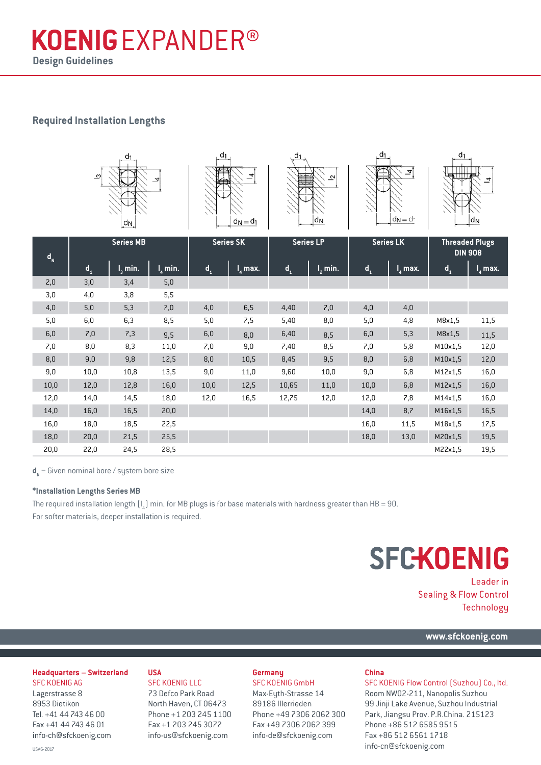# KOENIG EXPANDER®

**Design Guidelines**

## Required Installation Lengths

| $d_N$ | Series MB | | | Series SK | | Series LP | | Series LK | | Threaded Plugs DIN 908 | |
|---|---|---|---|---|---|---|---|---|---|---|---|
| | $d_1$ | $l_3$ min. | $l_4$ min. | $d_1$ | $l_4$ max. | $d_1$ | $l_2$ min. | $d_1$ | $l_4$ max. | $d_1$ | $l_4$ max. |
| 2,0 | 3,0 | 3,4 | 5,0 | | | | | | | | |
| 3,0 | 4,0 | 3,8 | 5,5 | | | | | | | | |
| 4,0 | 5,0 | 5,3 | 7,0 | 4,0 | 6,5 | 4,40 | 7,0 | 4,0 | 4,0 | | |
| 5,0 | 6,0 | 6,3 | 8,5 | 5,0 | 7,5 | 5,40 | 8,0 | 5,0 | 4,8 | M8x1,5 | 11,5 |
| 6,0 | 7,0 | 7,3 | 9,5 | 6,0 | 8,0 | 6,40 | 8,5 | 6,0 | 5,3 | M8x1,5 | 11,5 |
| 7,0 | 8,0 | 8,3 | 11,0 | 7,0 | 9,0 | 7,40 | 8,5 | 7,0 | 5,8 | M10x1,5 | 12,0 |
| 8,0 | 9,0 | 9,8 | 12,5 | 8,0 | 10,5 | 8,45 | 9,5 | 8,0 | 6,8 | M10x1,5 | 12,0 |
| 9,0 | 10,0 | 10,8 | 13,5 | 9,0 | 11,0 | 9,60 | 10,0 | 9,0 | 6,8 | M12x1,5 | 16,0 |
| 10,0 | 12,0 | 12,8 | 16,0 | 10,0 | 12,5 | 10,65 | 11,0 | 10,0 | 6,8 | M12x1,5 | 16,0 |
| 12,0 | 14,0 | 14,5 | 18,0 | 12,0 | 16,5 | 12,75 | 12,0 | 12,0 | 7,8 | M14x1,5 | 16,0 |
| 14,0 | 16,0 | 16,5 | 20,0 | | | | | 14,0 | 8,7 | M16x1,5 | 16,5 |
| 16,0 | 18,0 | 18,5 | 22,5 | | | | | 16,0 | 11,5 | M18x1,5 | 17,5 |
| 18,0 | 20,0 | 21,5 | 25,5 | | | | | 18,0 | 13,0 | M20x1,5 | 19,5 |
| 20,0 | 22,0 | 24,5 | 28,5 | | | | | | | M22x1,5 | 19,5 |

$d_N$ = Given nominal bore / system bore size

**\*Installation Lengths Series MB**

The required installation length ($l_4$) min. for MB plugs is for base materials with hardness greater than HB = 90.
For softer materials, deeper installation is required.

**SFC KOENIG**

Leader in
Sealing & Flow Control
Technology

**www.sfckoenig.com**

**Headquarters – Switzerland**
SFC KOENIG AG
Lagerstrasse 8
8953 Dietikon
Tel. +41 44 743 46 00
Fax +41 44 743 46 01
info-ch@sfckoenig.com

**USA**
SFC KOENIG LLC
73 Defco Park Road
North Haven, CT 06473
Phone +1 203 245 1100
Fax +1 203 245 3072
info-us@sfckoenig.com

**Germany**
SFC KOENIG GmbH
Max-Eyth-Strasse 14
89186 Illerrieden
Phone +49 7306 2062 300
Fax +49 7306 2062 399
info-de@sfckoenig.com

**China**
SFC KOENIG Flow Control (Suzhou) Co., ltd.
Room NW02-211, Nanopolis Suzhou
99 Jinji Lake Avenue, Suzhou Industrial
Park, Jiangsu Prov. P.R.China. 215123
Phone +86 512 6585 9515
Fax +86 512 6561 1718
info-cn@sfckoenig.com

USA6-2017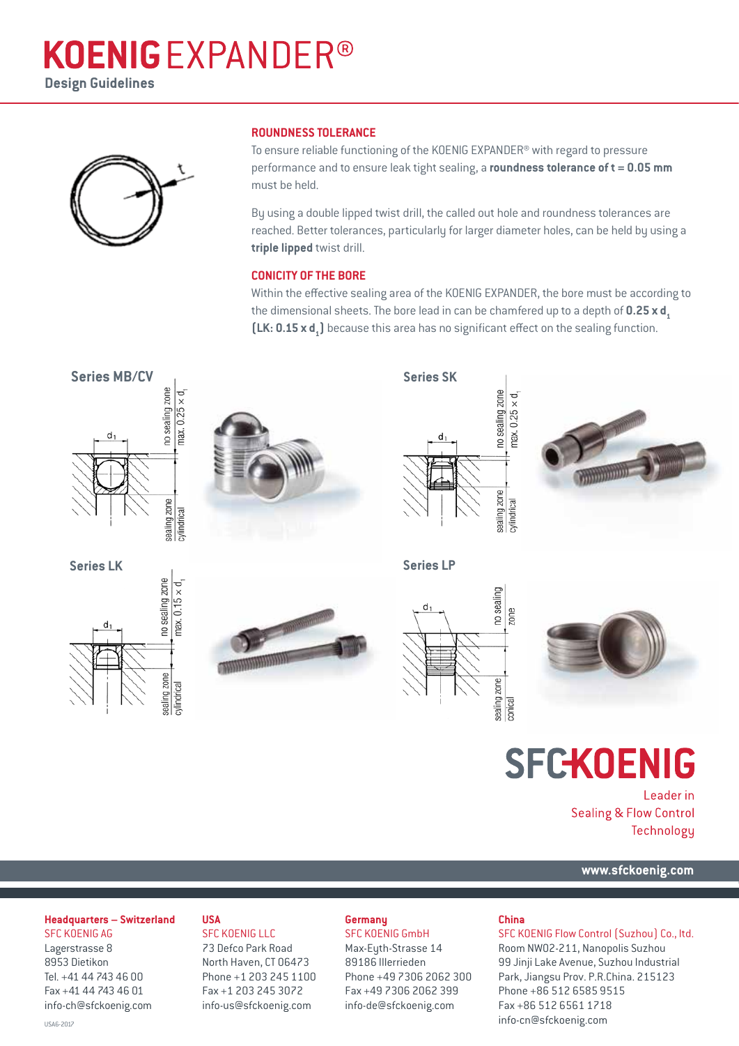# KOENIG EXPANDER®

**Design Guidelines**

## ROUNDNESS TOLERANCE

To ensure reliable functioning of the KOENIG EXPANDER® with regard to pressure performance and to ensure leak tight sealing, a **roundness tolerance of t = 0.05 mm** must be held.

By using a double lipped twist drill, the called out hole and roundness tolerances are reached. Better tolerances, particularly for larger diameter holes, can be held by using a **triple lipped** twist drill.

## CONICITY OF THE BORE

Within the effective sealing area of the KOENIG EXPANDER, the bore must be according to the dimensional sheets. The bore lead in can be chamfered up to a depth of **0.25 x $d_1$** **(LK: 0.15 x $d_1$)** because this area has no significant effect on the sealing function.

### Series MB/CV

$d_1$

no sealing zone max. 0.25 × $d_1$

sealing zone cylindrical

### Series SK

$d_1$

no sealing zone max. 0.25 × $d_1$

sealing zone cylindrical

### Series LK

$d_1$

no sealing zone max. 0.15 × $d_1$

sealing zone cylindrical

### Series LP

$d_1$

no sealing zone

sealing zone conical

**SFC KOENIG**

Leader in Sealing & Flow Control Technology

**www.sfckoenig.com**

**Headquarters – Switzerland**
SFC KOENIG AG
Lagerstrasse 8
8953 Dietikon
Tel. +41 44 743 46 00
Fax +41 44 743 46 01
info-ch@sfckoenig.com

**USA**
SFC KOENIG LLC
73 Defco Park Road
North Haven, CT 06473
Phone +1 203 245 1100
Fax +1 203 245 3072
info-us@sfckoenig.com

**Germany**
SFC KOENIG GmbH
Max-Eyth-Strasse 14
89186 Illerrieden
Phone +49 7306 2062 300
Fax +49 7306 2062 399
info-de@sfckoenig.com

**China**
SFC KOENIG Flow Control (Suzhou) Co., ltd.
Room NW02-211, Nanopolis Suzhou
99 Jinji Lake Avenue, Suzhou Industrial Park, Jiangsu Prov. P.R.China. 215123
Phone +86 512 6585 9515
Fax +86 512 6561 1718
info-cn@sfckoenig.com

USA6-2017